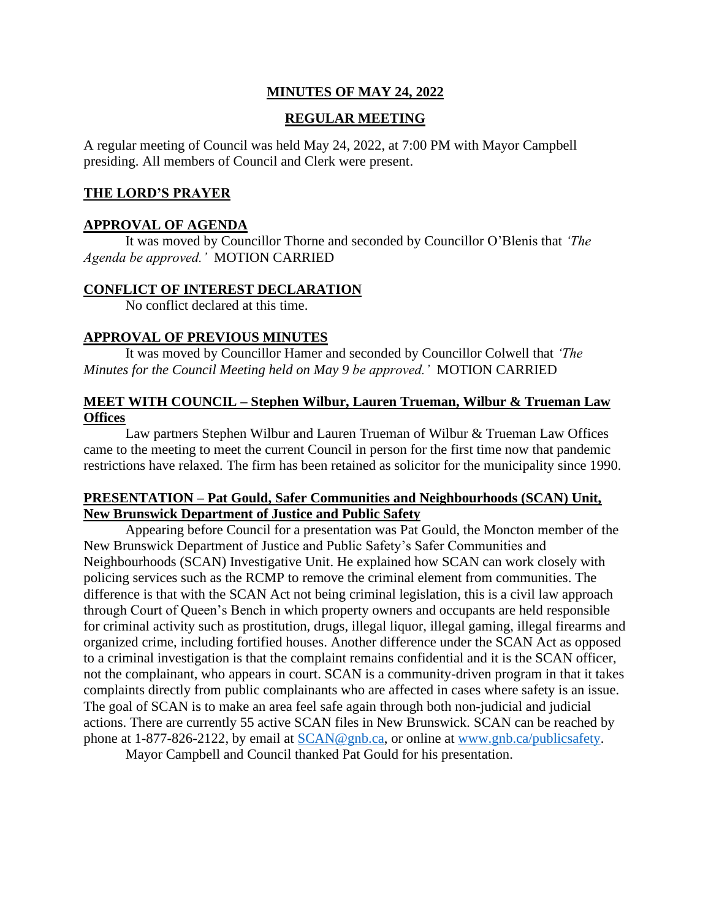# MINUTES OF MAY 24, 2022

## REGULAR MEETING

A regular meeting of Council was held May 24, 2022, at 7:00 PM with Mayor Campbell presiding. All members of Council and Clerk were present.

### THE LORD'S PRAYER

### APPROVAL OF AGENDA

It was moved by Councillor Thorne and seconded by Councillor O'Blenis that *'The Agenda be approved.'* MOTION CARRIED

### CONFLICT OF INTEREST DECLARATION

No conflict declared at this time.

### APPROVAL OF PREVIOUS MINUTES

It was moved by Councillor Hamer and seconded by Councillor Colwell that *'The Minutes for the Council Meeting held on May 9 be approved.'* MOTION CARRIED

### MEET WITH COUNCIL – Stephen Wilbur, Lauren Trueman, Wilbur & Trueman Law Offices

Law partners Stephen Wilbur and Lauren Trueman of Wilbur & Trueman Law Offices came to the meeting to meet the current Council in person for the first time now that pandemic restrictions have relaxed. The firm has been retained as solicitor for the municipality since 1990.

### PRESENTATION – Pat Gould, Safer Communities and Neighbourhoods (SCAN) Unit, New Brunswick Department of Justice and Public Safety

Appearing before Council for a presentation was Pat Gould, the Moncton member of the New Brunswick Department of Justice and Public Safety's Safer Communities and Neighbourhoods (SCAN) Investigative Unit. He explained how SCAN can work closely with policing services such as the RCMP to remove the criminal element from communities. The difference is that with the SCAN Act not being criminal legislation, this is a civil law approach through Court of Queen's Bench in which property owners and occupants are held responsible for criminal activity such as prostitution, drugs, illegal liquor, illegal gaming, illegal firearms and organized crime, including fortified houses. Another difference under the SCAN Act as opposed to a criminal investigation is that the complaint remains confidential and it is the SCAN officer, not the complainant, who appears in court. SCAN is a community-driven program in that it takes complaints directly from public complainants who are affected in cases where safety is an issue. The goal of SCAN is to make an area feel safe again through both non-judicial and judicial actions. There are currently 55 active SCAN files in New Brunswick. SCAN can be reached by phone at 1-877-826-2122, by email at [SCAN@gnb.ca](mailto:SCAN@gnb.ca), or online at [www.gnb.ca/publicsafety](http://www.gnb.ca/publicsafety).

Mayor Campbell and Council thanked Pat Gould for his presentation.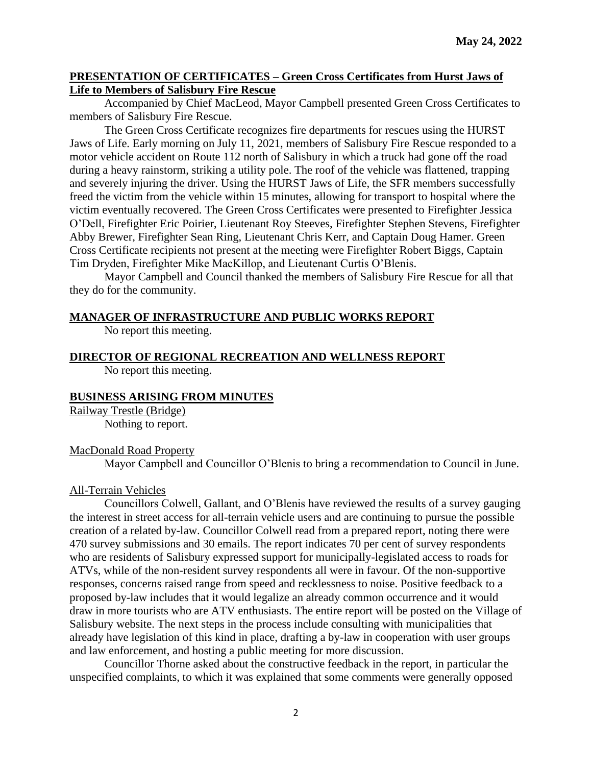## PRESENTATION OF CERTIFICATES – Green Cross Certificates from Hurst Jaws of Life to Members of Salisbury Fire Rescue

Accompanied by Chief MacLeod, Mayor Campbell presented Green Cross Certificates to members of Salisbury Fire Rescue.

The Green Cross Certificate recognizes fire departments for rescues using the HURST Jaws of Life. Early morning on July 11, 2021, members of Salisbury Fire Rescue responded to a motor vehicle accident on Route 112 north of Salisbury in which a truck had gone off the road during a heavy rainstorm, striking a utility pole. The roof of the vehicle was flattened, trapping and severely injuring the driver. Using the HURST Jaws of Life, the SFR members successfully freed the victim from the vehicle within 15 minutes, allowing for transport to hospital where the victim eventually recovered. The Green Cross Certificates were presented to Firefighter Jessica O'Dell, Firefighter Eric Poirier, Lieutenant Roy Steeves, Firefighter Stephen Stevens, Firefighter Abby Brewer, Firefighter Sean Ring, Lieutenant Chris Kerr, and Captain Doug Hamer. Green Cross Certificate recipients not present at the meeting were Firefighter Robert Biggs, Captain Tim Dryden, Firefighter Mike MacKillop, and Lieutenant Curtis O'Blenis.

Mayor Campbell and Council thanked the members of Salisbury Fire Rescue for all that they do for the community.

## MANAGER OF INFRASTRUCTURE AND PUBLIC WORKS REPORT

No report this meeting.

## DIRECTOR OF REGIONAL RECREATION AND WELLNESS REPORT

No report this meeting.

## BUSINESS ARISING FROM MINUTES

### Railway Trestle (Bridge)

Nothing to report.

### MacDonald Road Property

Mayor Campbell and Councillor O'Blenis to bring a recommendation to Council in June.

### All-Terrain Vehicles

Councillors Colwell, Gallant, and O'Blenis have reviewed the results of a survey gauging the interest in street access for all-terrain vehicle users and are continuing to pursue the possible creation of a related by-law. Councillor Colwell read from a prepared report, noting there were 470 survey submissions and 30 emails. The report indicates 70 per cent of survey respondents who are residents of Salisbury expressed support for municipally-legislated access to roads for ATVs, while of the non-resident survey respondents all were in favour. Of the non-supportive responses, concerns raised range from speed and recklessness to noise. Positive feedback to a proposed by-law includes that it would legalize an already common occurrence and it would draw in more tourists who are ATV enthusiasts. The entire report will be posted on the Village of Salisbury website. The next steps in the process include consulting with municipalities that already have legislation of this kind in place, drafting a by-law in cooperation with user groups and law enforcement, and hosting a public meeting for more discussion.

Councillor Thorne asked about the constructive feedback in the report, in particular the unspecified complaints, to which it was explained that some comments were generally opposed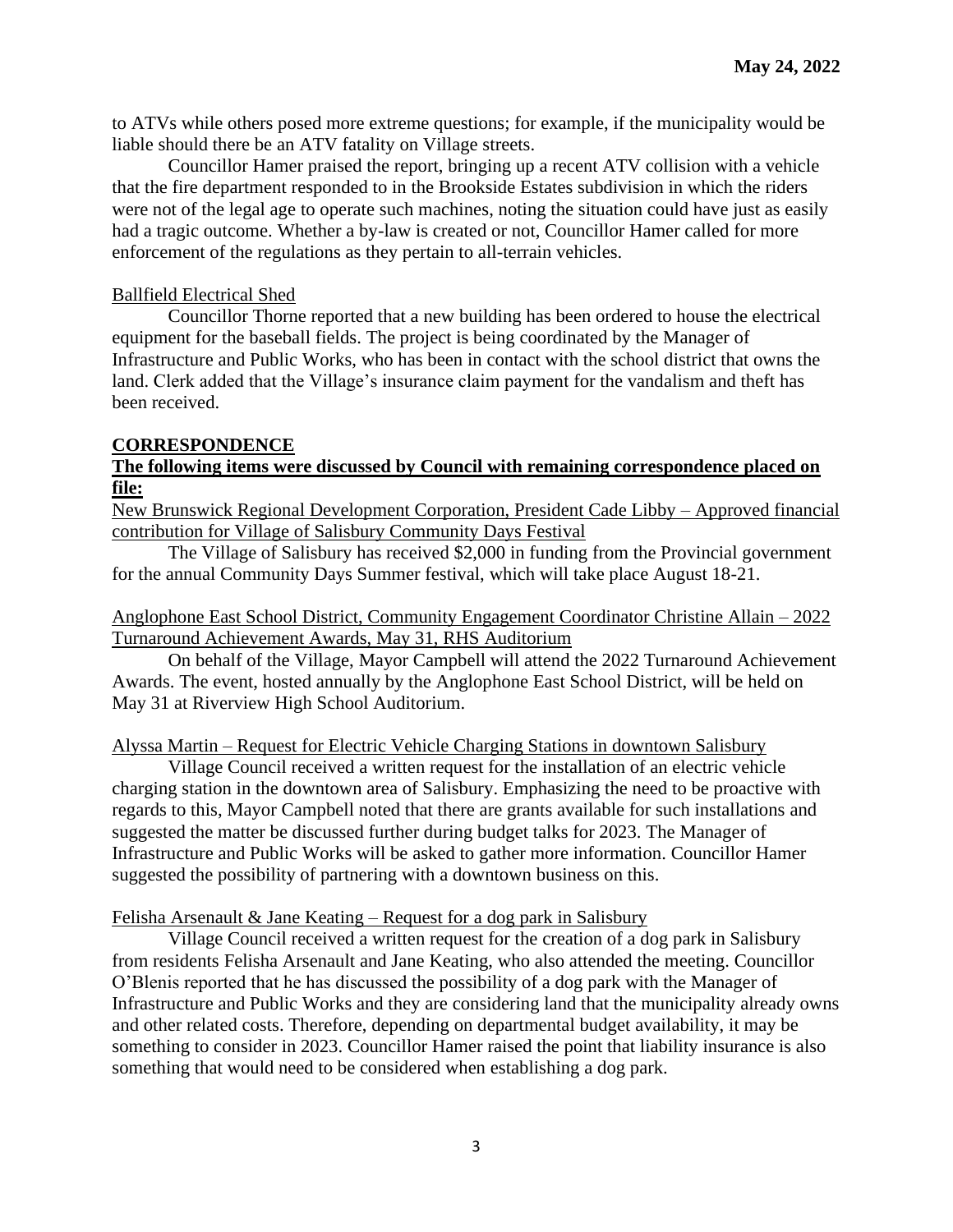to ATVs while others posed more extreme questions; for example, if the municipality would be liable should there be an ATV fatality on Village streets.

Councillor Hamer praised the report, bringing up a recent ATV collision with a vehicle that the fire department responded to in the Brookside Estates subdivision in which the riders were not of the legal age to operate such machines, noting the situation could have just as easily had a tragic outcome. Whether a by-law is created or not, Councillor Hamer called for more enforcement of the regulations as they pertain to all-terrain vehicles.

Ballfield Electrical Shed

Councillor Thorne reported that a new building has been ordered to house the electrical equipment for the baseball fields. The project is being coordinated by the Manager of Infrastructure and Public Works, who has been in contact with the school district that owns the land. Clerk added that the Village's insurance claim payment for the vandalism and theft has been received.

**CORRESPONDENCE**

**The following items were discussed by Council with remaining correspondence placed on file:**

New Brunswick Regional Development Corporation, President Cade Libby – Approved financial contribution for Village of Salisbury Community Days Festival

The Village of Salisbury has received $2,000 in funding from the Provincial government for the annual Community Days Summer festival, which will take place August 18-21.

Anglophone East School District, Community Engagement Coordinator Christine Allain – 2022 Turnaround Achievement Awards, May 31, RHS Auditorium

On behalf of the Village, Mayor Campbell will attend the 2022 Turnaround Achievement Awards. The event, hosted annually by the Anglophone East School District, will be held on May 31 at Riverview High School Auditorium.

Alyssa Martin – Request for Electric Vehicle Charging Stations in downtown Salisbury

Village Council received a written request for the installation of an electric vehicle charging station in the downtown area of Salisbury. Emphasizing the need to be proactive with regards to this, Mayor Campbell noted that there are grants available for such installations and suggested the matter be discussed further during budget talks for 2023. The Manager of Infrastructure and Public Works will be asked to gather more information. Councillor Hamer suggested the possibility of partnering with a downtown business on this.

Felisha Arsenault & Jane Keating – Request for a dog park in Salisbury

Village Council received a written request for the creation of a dog park in Salisbury from residents Felisha Arsenault and Jane Keating, who also attended the meeting. Councillor O'Blenis reported that he has discussed the possibility of a dog park with the Manager of Infrastructure and Public Works and they are considering land that the municipality already owns and other related costs. Therefore, depending on departmental budget availability, it may be something to consider in 2023. Councillor Hamer raised the point that liability insurance is also something that would need to be considered when establishing a dog park.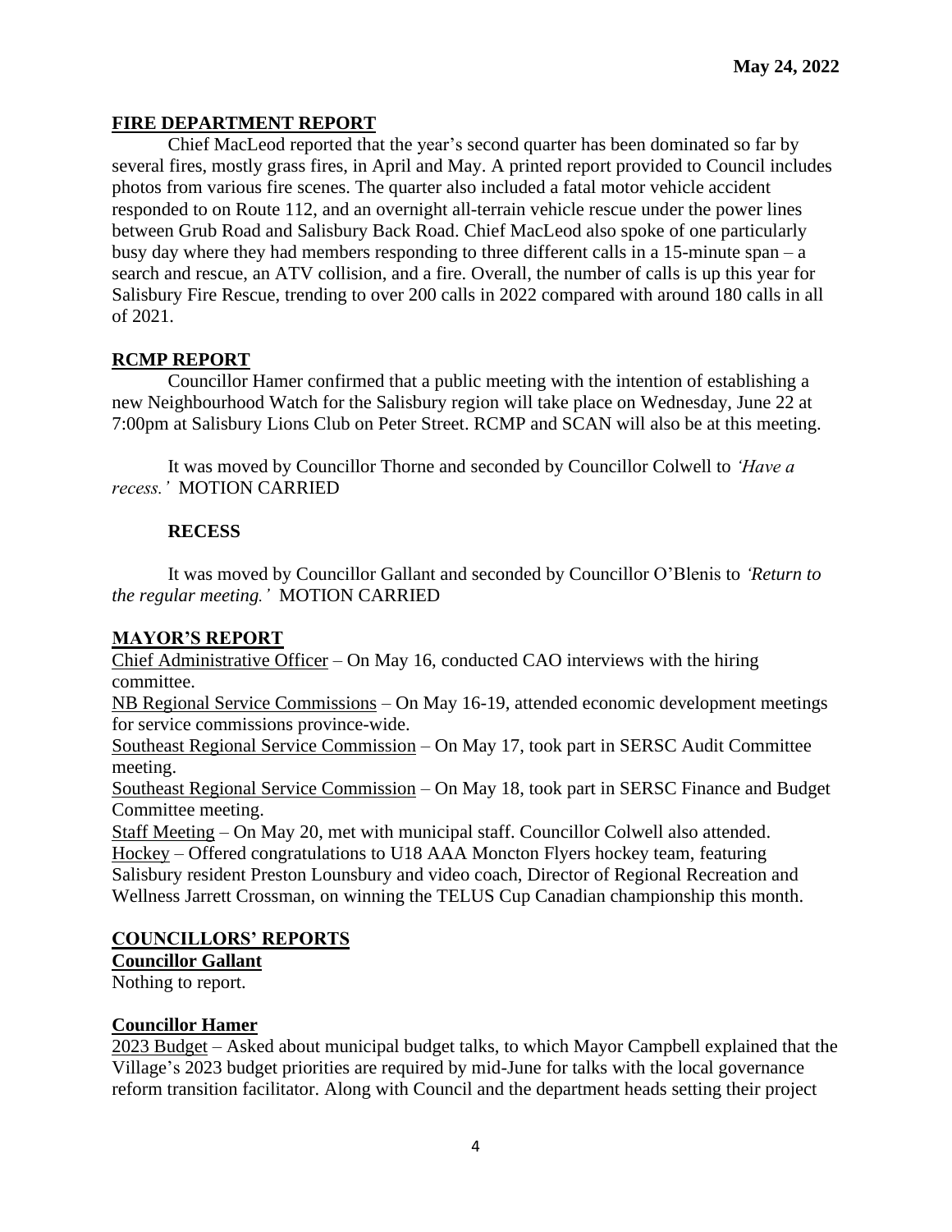## FIRE DEPARTMENT REPORT

Chief MacLeod reported that the year's second quarter has been dominated so far by several fires, mostly grass fires, in April and May. A printed report provided to Council includes photos from various fire scenes. The quarter also included a fatal motor vehicle accident responded to on Route 112, and an overnight all-terrain vehicle rescue under the power lines between Grub Road and Salisbury Back Road. Chief MacLeod also spoke of one particularly busy day where they had members responding to three different calls in a 15-minute span – a search and rescue, an ATV collision, and a fire. Overall, the number of calls is up this year for Salisbury Fire Rescue, trending to over 200 calls in 2022 compared with around 180 calls in all of 2021.

## RCMP REPORT

Councillor Hamer confirmed that a public meeting with the intention of establishing a new Neighbourhood Watch for the Salisbury region will take place on Wednesday, June 22 at 7:00pm at Salisbury Lions Club on Peter Street. RCMP and SCAN will also be at this meeting.

It was moved by Councillor Thorne and seconded by Councillor Colwell to *'Have a recess.'* MOTION CARRIED

**RECESS**

It was moved by Councillor Gallant and seconded by Councillor O'Blenis to *'Return to the regular meeting.'* MOTION CARRIED

## MAYOR'S REPORT

Chief Administrative Officer – On May 16, conducted CAO interviews with the hiring committee.

NB Regional Service Commissions – On May 16-19, attended economic development meetings for service commissions province-wide.

Southeast Regional Service Commission – On May 17, took part in SERSC Audit Committee meeting.

Southeast Regional Service Commission – On May 18, took part in SERSC Finance and Budget Committee meeting.

Staff Meeting – On May 20, met with municipal staff. Councillor Colwell also attended.

Hockey – Offered congratulations to U18 AAA Moncton Flyers hockey team, featuring Salisbury resident Preston Lounsbury and video coach, Director of Regional Recreation and Wellness Jarrett Crossman, on winning the TELUS Cup Canadian championship this month.

## COUNCILLORS' REPORTS

### Councillor Gallant

Nothing to report.

### Councillor Hamer

2023 Budget – Asked about municipal budget talks, to which Mayor Campbell explained that the Village's 2023 budget priorities are required by mid-June for talks with the local governance reform transition facilitator. Along with Council and the department heads setting their project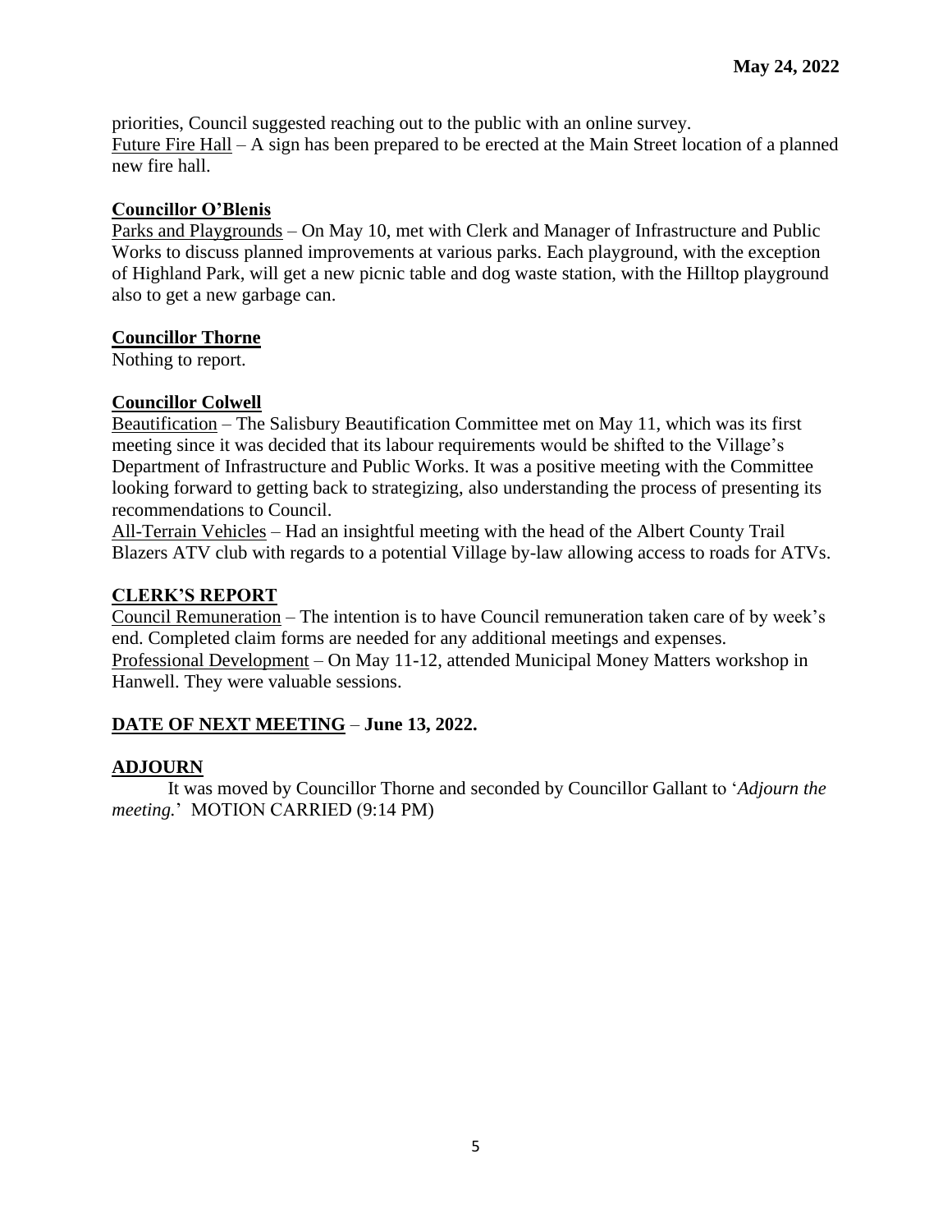priorities, Council suggested reaching out to the public with an online survey.
Future Fire Hall – A sign has been prepared to be erected at the Main Street location of a planned new fire hall.

**Councillor O'Blenis**

Parks and Playgrounds – On May 10, met with Clerk and Manager of Infrastructure and Public Works to discuss planned improvements at various parks. Each playground, with the exception of Highland Park, will get a new picnic table and dog waste station, with the Hilltop playground also to get a new garbage can.

**Councillor Thorne**

Nothing to report.

**Councillor Colwell**

Beautification – The Salisbury Beautification Committee met on May 11, which was its first meeting since it was decided that its labour requirements would be shifted to the Village's Department of Infrastructure and Public Works. It was a positive meeting with the Committee looking forward to getting back to strategizing, also understanding the process of presenting its recommendations to Council.
All-Terrain Vehicles – Had an insightful meeting with the head of the Albert County Trail Blazers ATV club with regards to a potential Village by-law allowing access to roads for ATVs.

## CLERK'S REPORT

Council Remuneration – The intention is to have Council remuneration taken care of by week's end. Completed claim forms are needed for any additional meetings and expenses.
Professional Development – On May 11-12, attended Municipal Money Matters workshop in Hanwell. They were valuable sessions.

## DATE OF NEXT MEETING – June 13, 2022.

## ADJOURN

It was moved by Councillor Thorne and seconded by Councillor Gallant to '*Adjourn the meeting.*' MOTION CARRIED (9:14 PM)